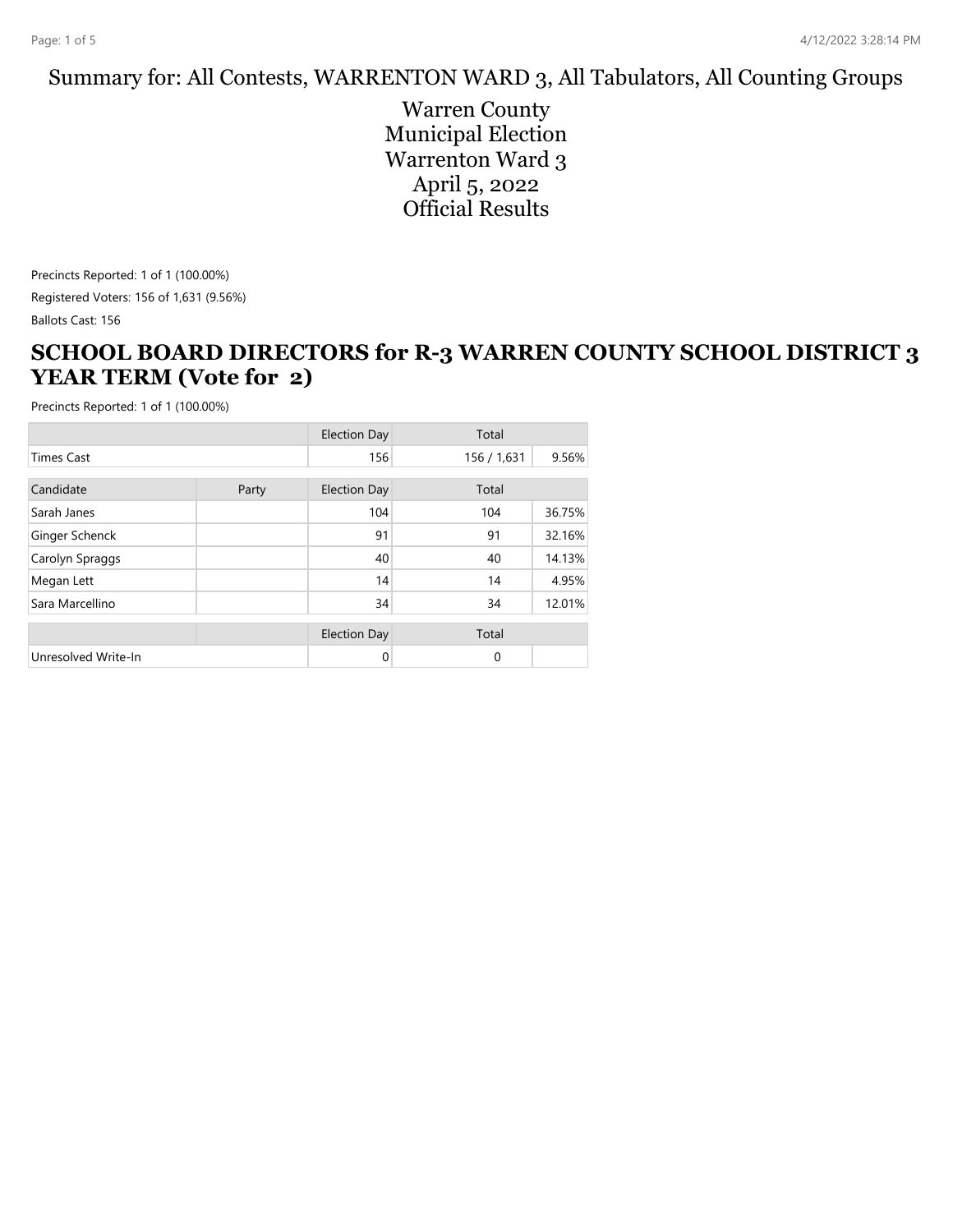Summary for: All Contests, WARRENTON WARD 3, All Tabulators, All Counting Groups

# Warren County Municipal Election Warrenton Ward 3 April 5, 2022 Official Results

Precincts Reported: 1 of 1 (100.00%)

Registered Voters: 156 of 1,631 (9.56%)

Ballots Cast: 156

## SCHOOL BOARD DIRECTORS for R-3 WARREN COUNTY SCHOOL DISTRICT 3 YEAR TERM (Vote for 2)

Precincts Reported: 1 of 1 (100.00%)

| | | Election Day | Total | |
|---|---|---|---|---|
| Times Cast | | 156 | 156 / 1,631 | 9.56% |

| Candidate | Party | Election Day | Total | |
|---|---|---|---|---|
| Sarah Janes | | 104 | 104 | 36.75% |
| Ginger Schenck | | 91 | 91 | 32.16% |
| Carolyn Spraggs | | 40 | 40 | 14.13% |
| Megan Lett | | 14 | 14 | 4.95% |
| Sara Marcellino | | 34 | 34 | 12.01% |

| | | Election Day | Total | |
|---|---|---|---|---|
| Unresolved Write-In | | 0 | 0 | |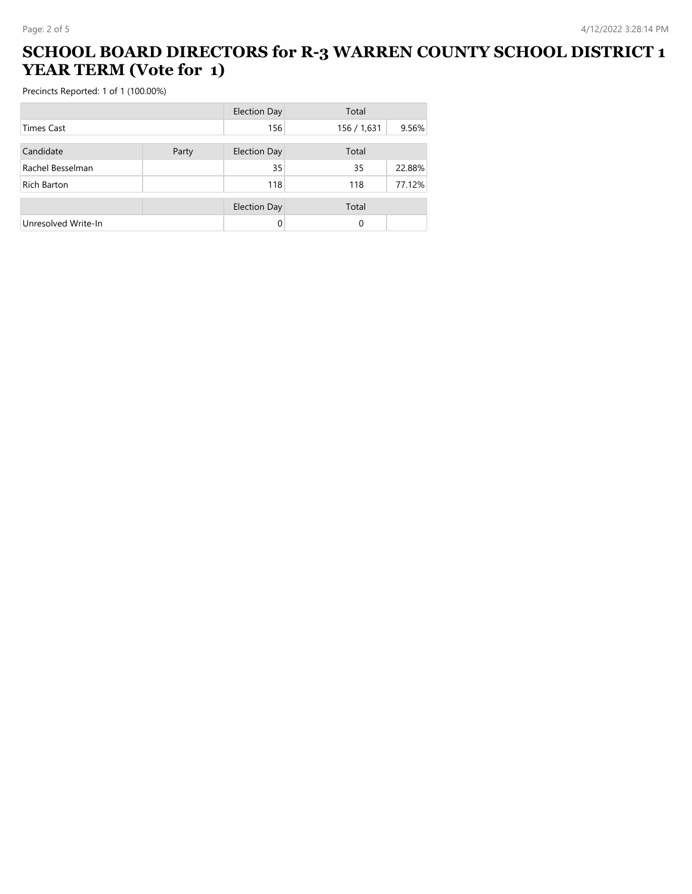# SCHOOL BOARD DIRECTORS for R-3 WARREN COUNTY SCHOOL DISTRICT 1 YEAR TERM (Vote for 1)

Precincts Reported: 1 of 1 (100.00%)

| | | Election Day | Total | |
|---|---|---|---|---|
| Times Cast | | 156 | 156 / 1,631 | 9.56% |

| Candidate | Party | Election Day | Total | |
|---|---|---|---|---|
| Rachel Besselman | | 35 | 35 | 22.88% |
| Rich Barton | | 118 | 118 | 77.12% |

| | | Election Day | Total | |
|---|---|---|---|---|
| Unresolved Write-In | | 0 | 0 | |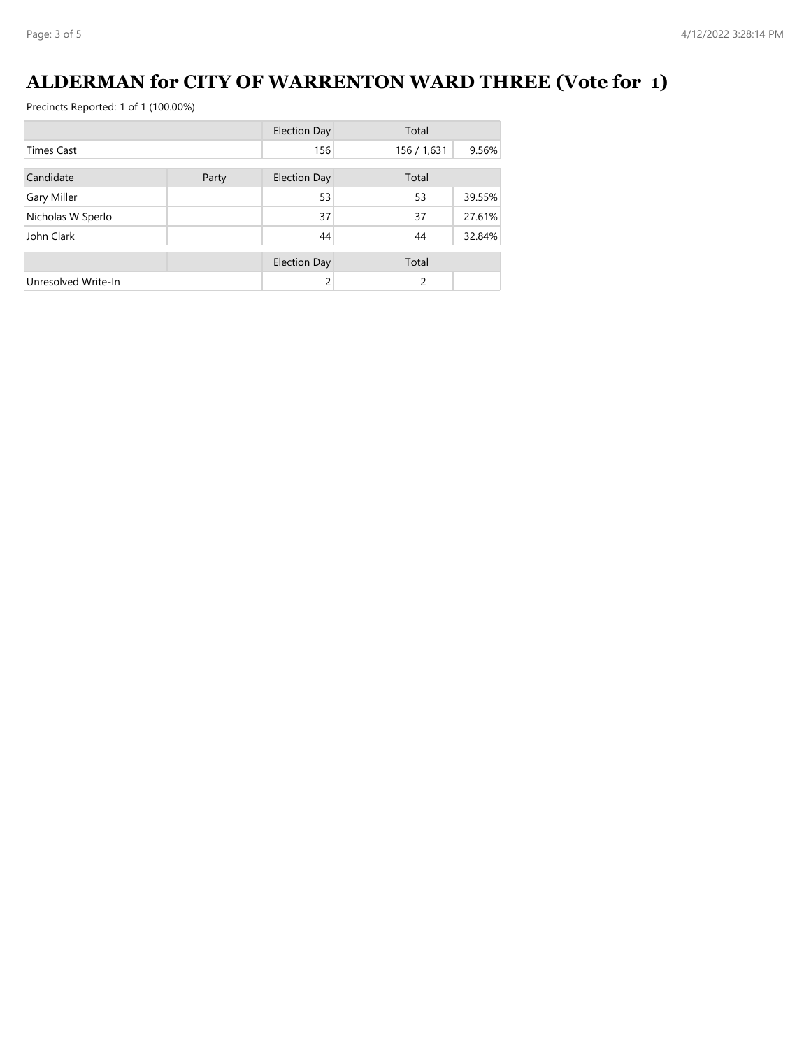# ALDERMAN for CITY OF WARRENTON WARD THREE (Vote for 1)

Precincts Reported: 1 of 1 (100.00%)

| | | Election Day | Total | |
|---|---|---|---|---|
| Times Cast | | 156 | 156 / 1,631 | 9.56% |

| Candidate | Party | Election Day | Total | |
|---|---|---|---|---|
| Gary Miller | | 53 | 53 | 39.55% |
| Nicholas W Sperlo | | 37 | 37 | 27.61% |
| John Clark | | 44 | 44 | 32.84% |

| | | Election Day | Total | |
|---|---|---|---|---|
| Unresolved Write-In | | 2 | 2 | |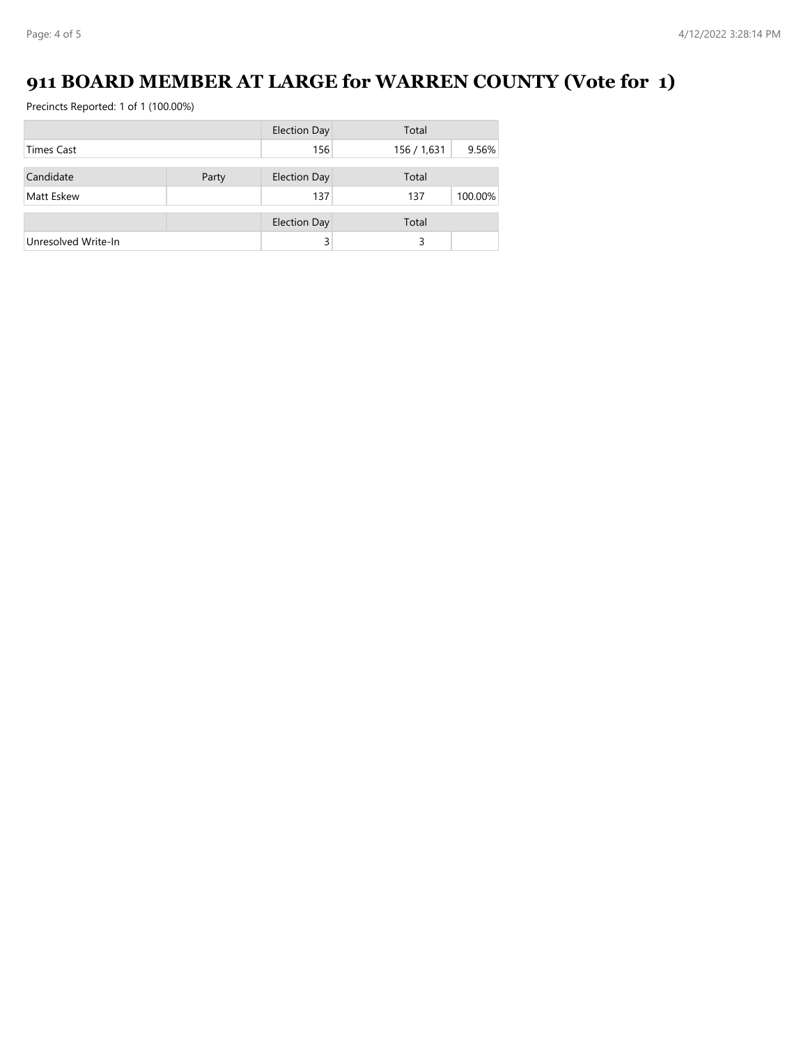# 911 BOARD MEMBER AT LARGE for WARREN COUNTY (Vote for 1)

Precincts Reported: 1 of 1 (100.00%)

| | | Election Day | Total | |
|---|---|---|---|---|
| Times Cast | | 156 | 156 / 1,631 | 9.56% |

| Candidate | Party | Election Day | Total | |
|---|---|---|---|---|
| Matt Eskew | | 137 | 137 | 100.00% |

| | | Election Day | Total | |
|---|---|---|---|---|
| Unresolved Write-In | | 3 | 3 | |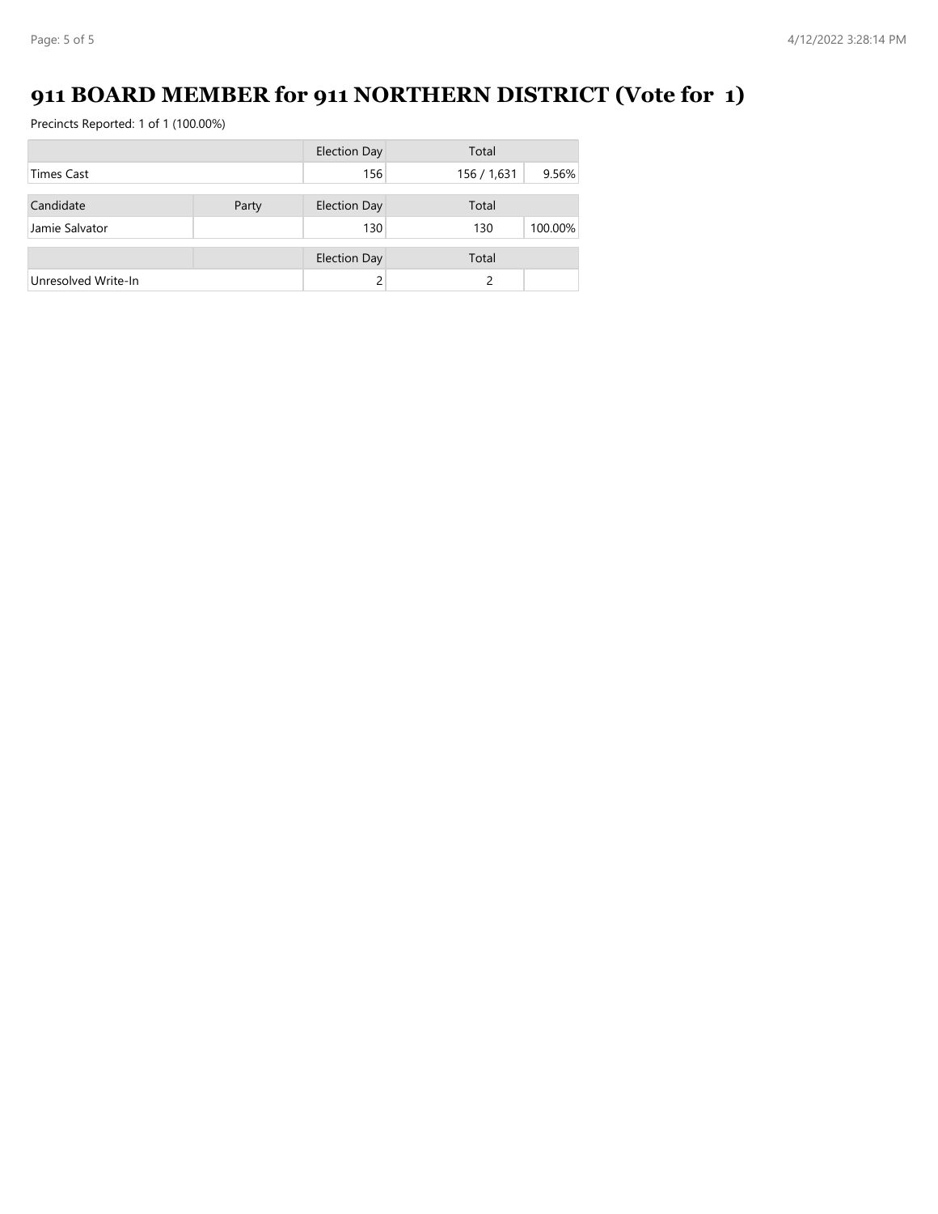# 911 BOARD MEMBER for 911 NORTHERN DISTRICT (Vote for 1)

Precincts Reported: 1 of 1 (100.00%)

| | | Election Day | Total | |
|---|---|---|---|---|
| Times Cast | | 156 | 156 / 1,631 | 9.56% |
| **Candidate** | **Party** | **Election Day** | **Total** | |
| Jamie Salvator | | 130 | 130 | 100.00% |
| | | **Election Day** | **Total** | |
| Unresolved Write-In | | 2 | 2 | |